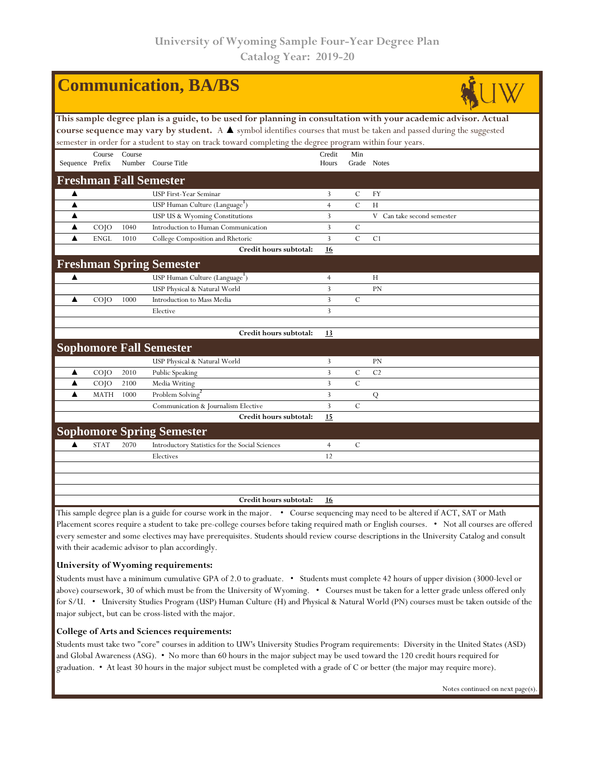# University of Wyoming Sample Four-Year Degree Plan

## Catalog Year: 2019-20

# Communication, BA/BS

**This sample degree plan is a guide, to be used for planning in consultation with your academic advisor. Actual course sequence may vary by student.** A ▲ symbol identifies courses that must be taken and passed during the suggested semester in order for a student to stay on track toward completing the degree program within four years.

| Sequence | Course Prefix | Course Number | Course Title | Credit Hours | Min Grade | Notes |
|---|---|---|---|---|---|---|
| **Freshman Fall Semester** | | | | | | |
| ▲ | | | USP First-Year Seminar | 3 | C | FY |
| ▲ | | | USP Human Culture (Language[1]) | 4 | C | H |
| ▲ | | | USP US & Wyoming Constitutions | 3 | | V Can take second semester |
| ▲ | COJO | 1040 | Introduction to Human Communication | 3 | C | |
| ▲ | ENGL | 1010 | College Composition and Rhetoric | 3 | C | C1 |
| | | | **Credit hours subtotal:** | **16** | | |
| **Freshman Spring Semester** | | | | | | |
| ▲ | | | USP Human Culture (Language[1]) | 4 | | H |
| | | | USP Physical & Natural World | 3 | | PN |
| ▲ | COJO | 1000 | Introduction to Mass Media | 3 | C | |
| | | | Elective | 3 | | |
| | | | **Credit hours subtotal:** | **13** | | |
| **Sophomore Fall Semester** | | | | | | |
| | | | USP Physical & Natural World | 3 | | PN |
| ▲ | COJO | 2010 | Public Speaking | 3 | C | C2 |
| ▲ | COJO | 2100 | Media Writing | 3 | C | |
| ▲ | MATH | 1000 | Problem Solving[2] | 3 | | Q |
| | | | Communication & Journalism Elective | 3 | C | |
| | | | **Credit hours subtotal:** | **15** | | |
| **Sophomore Spring Semester** | | | | | | |
| ▲ | STAT | 2070 | Introductory Statistics for the Social Sciences | 4 | C | |
| | | | Electives | 12 | | |
| | | | **Credit hours subtotal:** | **16** | | |

This sample degree plan is a guide for course work in the major. • Course sequencing may need to be altered if ACT, SAT or Math Placement scores require a student to take pre-college courses before taking required math or English courses. • Not all courses are offered every semester and some electives may have prerequisites. Students should review course descriptions in the University Catalog and consult with their academic advisor to plan accordingly.

### University of Wyoming requirements:

Students must have a minimum cumulative GPA of 2.0 to graduate. • Students must complete 42 hours of upper division (3000-level or above) coursework, 30 of which must be from the University of Wyoming. • Courses must be taken for a letter grade unless offered only for S/U. • University Studies Program (USP) Human Culture (H) and Physical & Natural World (PN) courses must be taken outside of the major subject, but can be cross-listed with the major.

### College of Arts and Sciences requirements:

Students must take two "core" courses in addition to UW's University Studies Program requirements: Diversity in the United States (ASD) and Global Awareness (ASG). • No more than 60 hours in the major subject may be used toward the 120 credit hours required for graduation. • At least 30 hours in the major subject must be completed with a grade of C or better (the major may require more).

Notes continued on next page(s).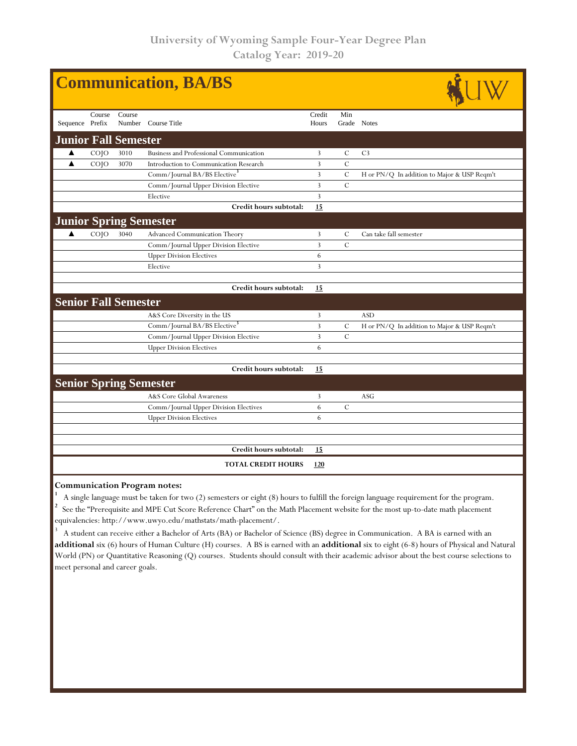University of Wyoming Sample Four-Year Degree Plan
Catalog Year: 2019-20

# Communication, BA/BS

| Sequence | Course Prefix | Course Number | Course Title | Credit Hours | Min Grade | Notes |
|---|---|---|---|---|---|---|
| **Junior Fall Semester** | | | | | | |
| ▲ | COJO | 3010 | Business and Professional Communication | 3 | C | C3 |
| ▲ | COJO | 3070 | Introduction to Communication Research | 3 | C | |
| | | | Comm/Journal BA/BS Elective[3] | 3 | C | H or PN/Q In addition to Major & USP Reqm't |
| | | | Comm/Journal Upper Division Elective | 3 | C | |
| | | | Elective | 3 | | |
| | | | **Credit hours subtotal:** | **15** | | |
| **Junior Spring Semester** | | | | | | |
| ▲ | COJO | 3040 | Advanced Communication Theory | 3 | C | Can take fall semester |
| | | | Comm/Journal Upper Division Elective | 3 | C | |
| | | | Upper Division Electives | 6 | | |
| | | | Elective | 3 | | |
| | | | **Credit hours subtotal:** | **15** | | |
| **Senior Fall Semester** | | | | | | |
| | | | A&S Core Diversity in the US | 3 | | ASD |
| | | | Comm/Journal BA/BS Elective[3] | 3 | C | H or PN/Q In addition to Major & USP Reqm't |
| | | | Comm/Journal Upper Division Elective | 3 | C | |
| | | | Upper Division Electives | 6 | | |
| | | | **Credit hours subtotal:** | **15** | | |
| **Senior Spring Semester** | | | | | | |
| | | | A&S Core Global Awareness | 3 | | ASG |
| | | | Comm/Journal Upper Division Electives | 6 | C | |
| | | | Upper Division Electives | 6 | | |
| | | | **Credit hours subtotal:** | **15** | | |
| | | | **TOTAL CREDIT HOURS** | **120** | | |

**Communication Program notes:**

[1] A single language must be taken for two (2) semesters or eight (8) hours to fulfill the foreign language requirement for the program.

[2] See the "Prerequisite and MPE Cut Score Reference Chart" on the Math Placement website for the most up-to-date math placement equivalencies: http://www.uwyo.edu/mathstats/math-placement/.

[3] A student can receive either a Bachelor of Arts (BA) or Bachelor of Science (BS) degree in Communication. A BA is earned with an **additional** six (6) hours of Human Culture (H) courses. A BS is earned with an **additional** six to eight (6-8) hours of Physical and Natural World (PN) or Quantitative Reasoning (Q) courses. Students should consult with their academic advisor about the best course selections to meet personal and career goals.